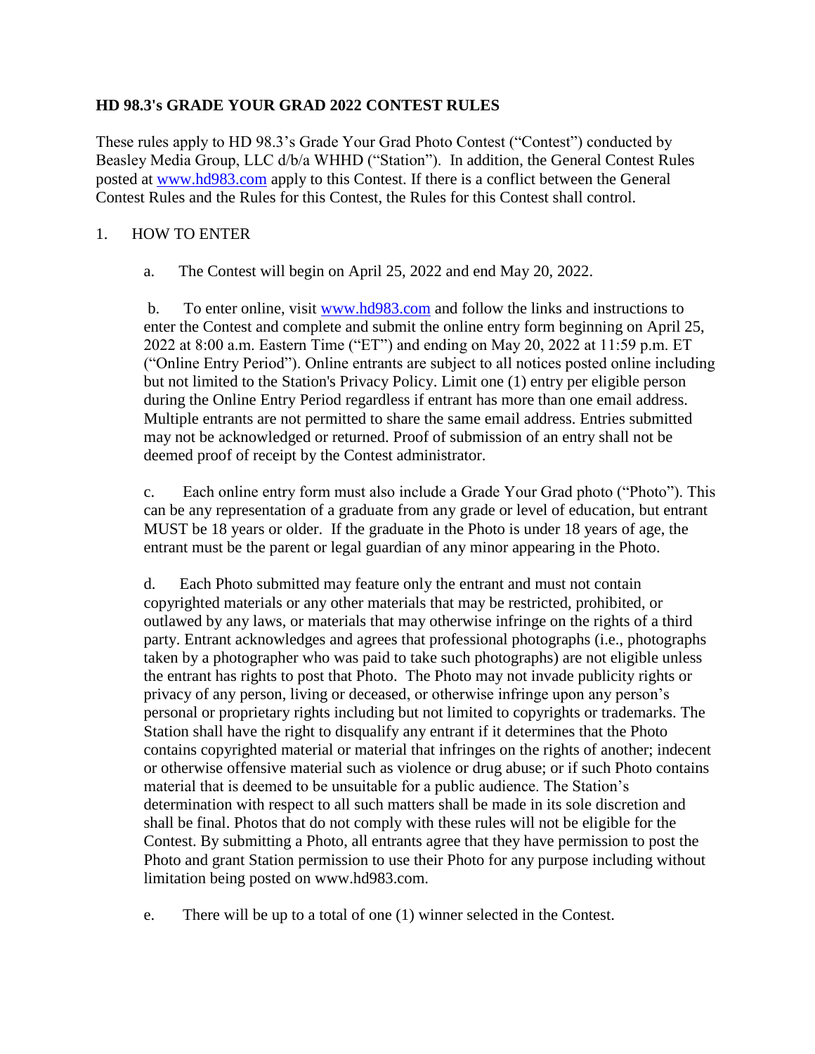## HD 98.3's GRADE YOUR GRAD 2022 CONTEST RULES

These rules apply to HD 98.3's Grade Your Grad Photo Contest ("Contest") conducted by Beasley Media Group, LLC d/b/a WHHD ("Station"). In addition, the General Contest Rules posted at [www.hd983.com](http://www.hd983.com) apply to this Contest. If there is a conflict between the General Contest Rules and the Rules for this Contest, the Rules for this Contest shall control.

1. HOW TO ENTER

   a. The Contest will begin on April 25, 2022 and end May 20, 2022.

   b. To enter online, visit [www.hd983.com](http://www.hd983.com) and follow the links and instructions to enter the Contest and complete and submit the online entry form beginning on April 25, 2022 at 8:00 a.m. Eastern Time ("ET") and ending on May 20, 2022 at 11:59 p.m. ET ("Online Entry Period"). Online entrants are subject to all notices posted online including but not limited to the Station's Privacy Policy. Limit one (1) entry per eligible person during the Online Entry Period regardless if entrant has more than one email address. Multiple entrants are not permitted to share the same email address. Entries submitted may not be acknowledged or returned. Proof of submission of an entry shall not be deemed proof of receipt by the Contest administrator.

   c. Each online entry form must also include a Grade Your Grad photo ("Photo"). This can be any representation of a graduate from any grade or level of education, but entrant MUST be 18 years or older. If the graduate in the Photo is under 18 years of age, the entrant must be the parent or legal guardian of any minor appearing in the Photo.

   d. Each Photo submitted may feature only the entrant and must not contain copyrighted materials or any other materials that may be restricted, prohibited, or outlawed by any laws, or materials that may otherwise infringe on the rights of a third party. Entrant acknowledges and agrees that professional photographs (i.e., photographs taken by a photographer who was paid to take such photographs) are not eligible unless the entrant has rights to post that Photo. The Photo may not invade publicity rights or privacy of any person, living or deceased, or otherwise infringe upon any person's personal or proprietary rights including but not limited to copyrights or trademarks. The Station shall have the right to disqualify any entrant if it determines that the Photo contains copyrighted material or material that infringes on the rights of another; indecent or otherwise offensive material such as violence or drug abuse; or if such Photo contains material that is deemed to be unsuitable for a public audience. The Station's determination with respect to all such matters shall be made in its sole discretion and shall be final. Photos that do not comply with these rules will not be eligible for the Contest. By submitting a Photo, all entrants agree that they have permission to post the Photo and grant Station permission to use their Photo for any purpose including without limitation being posted on www.hd983.com.

   e. There will be up to a total of one (1) winner selected in the Contest.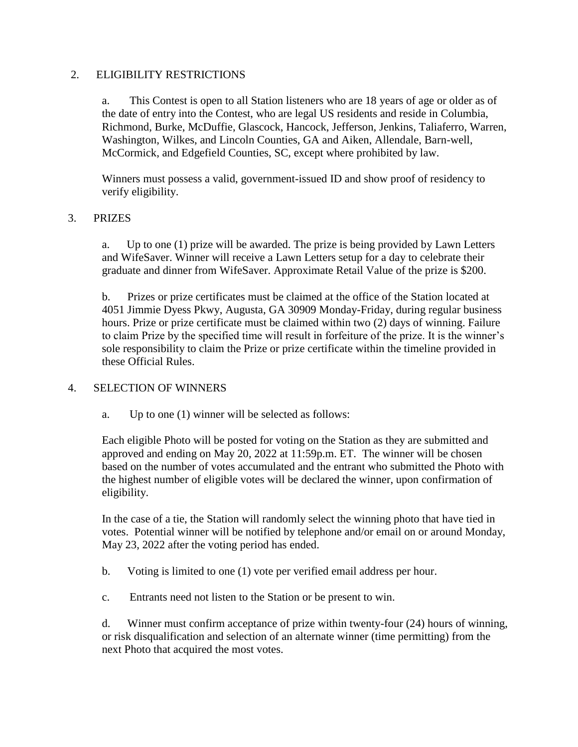2. ELIGIBILITY RESTRICTIONS

a. This Contest is open to all Station listeners who are 18 years of age or older as of the date of entry into the Contest, who are legal US residents and reside in Columbia, Richmond, Burke, McDuffie, Glascock, Hancock, Jefferson, Jenkins, Taliaferro, Warren, Washington, Wilkes, and Lincoln Counties, GA and Aiken, Allendale, Barn-well, McCormick, and Edgefield Counties, SC, except where prohibited by law.

Winners must possess a valid, government-issued ID and show proof of residency to verify eligibility.

3. PRIZES

a. Up to one (1) prize will be awarded. The prize is being provided by Lawn Letters and WifeSaver. Winner will receive a Lawn Letters setup for a day to celebrate their graduate and dinner from WifeSaver. Approximate Retail Value of the prize is $200.

b. Prizes or prize certificates must be claimed at the office of the Station located at 4051 Jimmie Dyess Pkwy, Augusta, GA 30909 Monday-Friday, during regular business hours. Prize or prize certificate must be claimed within two (2) days of winning. Failure to claim Prize by the specified time will result in forfeiture of the prize. It is the winner's sole responsibility to claim the Prize or prize certificate within the timeline provided in these Official Rules.

4. SELECTION OF WINNERS

a. Up to one (1) winner will be selected as follows:

Each eligible Photo will be posted for voting on the Station as they are submitted and approved and ending on May 20, 2022 at 11:59p.m. ET. The winner will be chosen based on the number of votes accumulated and the entrant who submitted the Photo with the highest number of eligible votes will be declared the winner, upon confirmation of eligibility.

In the case of a tie, the Station will randomly select the winning photo that have tied in votes. Potential winner will be notified by telephone and/or email on or around Monday, May 23, 2022 after the voting period has ended.

b. Voting is limited to one (1) vote per verified email address per hour.

c. Entrants need not listen to the Station or be present to win.

d. Winner must confirm acceptance of prize within twenty-four (24) hours of winning, or risk disqualification and selection of an alternate winner (time permitting) from the next Photo that acquired the most votes.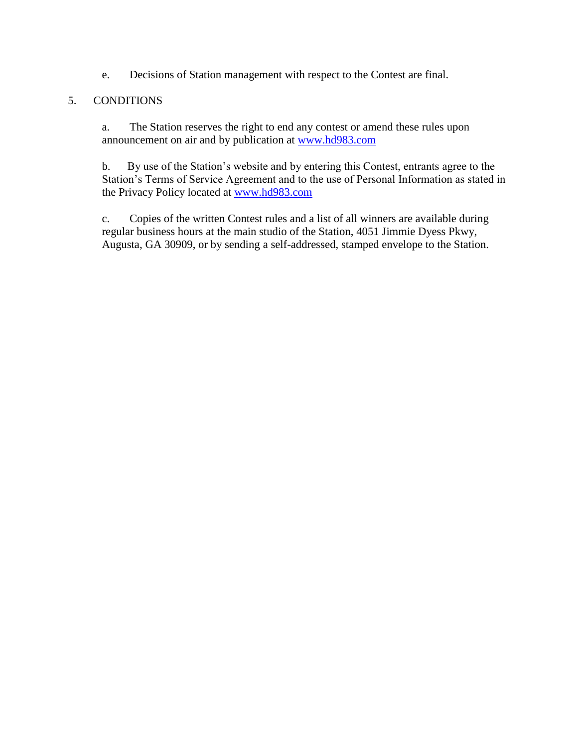e. Decisions of Station management with respect to the Contest are final.

5. CONDITIONS

a. The Station reserves the right to end any contest or amend these rules upon announcement on air and by publication at [www.hd983.com](http://www.hd983.com)

b. By use of the Station's website and by entering this Contest, entrants agree to the Station's Terms of Service Agreement and to the use of Personal Information as stated in the Privacy Policy located at [www.hd983.com](http://www.hd983.com)

c. Copies of the written Contest rules and a list of all winners are available during regular business hours at the main studio of the Station, 4051 Jimmie Dyess Pkwy, Augusta, GA 30909, or by sending a self-addressed, stamped envelope to the Station.